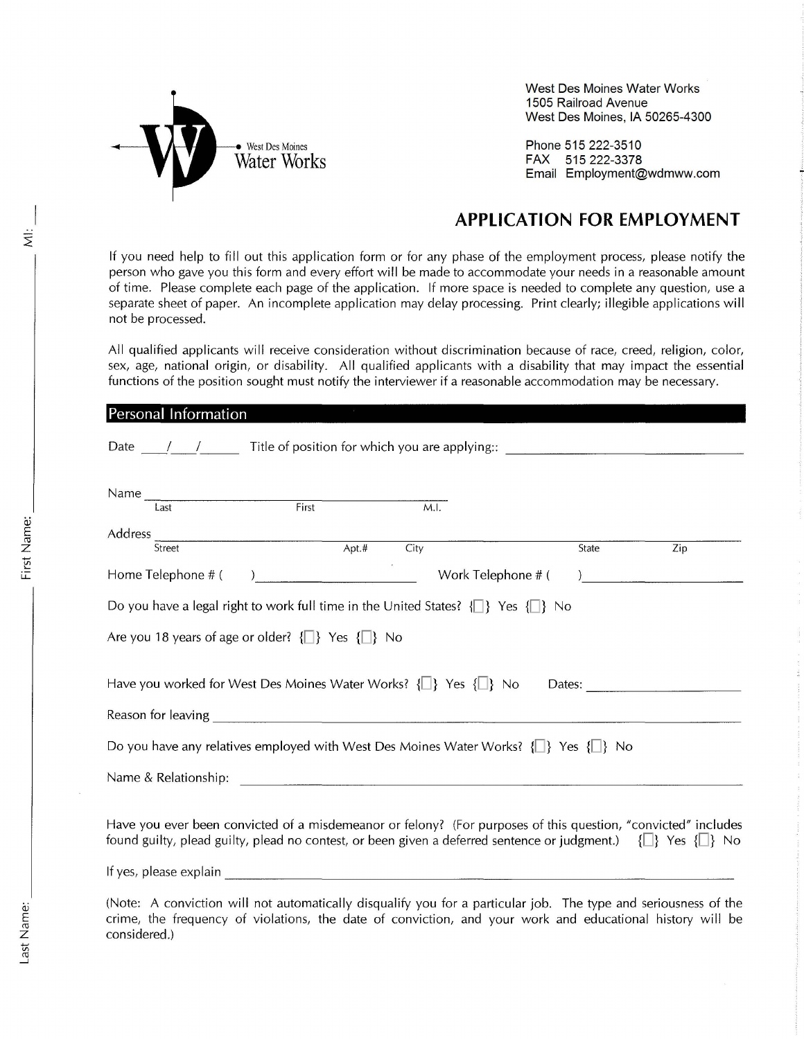West Des Moines Water Works

West Des Moines Water Works
1505 Railroad Avenue
West Des Moines, IA 50265-4300

Phone 515 222-3510
FAX 515 222-3378
Email Employment@wdmww.com

# APPLICATION FOR EMPLOYMENT

If you need help to fill out this application form or for any phase of the employment process, please notify the person who gave you this form and every effort will be made to accommodate your needs in a reasonable amount of time. Please complete each page of the application. If more space is needed to complete any question, use a separate sheet of paper. An incomplete application may delay processing. Print clearly; illegible applications will not be processed.

All qualified applicants will receive consideration without discrimination because of race, creed, religion, color, sex, age, national origin, or disability. All qualified applicants with a disability that may impact the essential functions of the position sought must notify the interviewer if a reasonable accommodation may be necessary.

## Personal Information

Date \_\_\_/\_\_\_/\_\_\_\_ Title of position for which you are applying:: \_\_\_\_\_\_\_\_\_\_\_\_\_\_\_\_\_\_\_\_

Name \_\_\_\_\_\_\_\_\_\_\_\_\_\_\_\_\_\_\_\_\_\_\_\_\_\_\_\_\_\_\_\_\_\_\_\_
Last First M.I.

Address \_\_\_\_\_\_\_\_\_\_\_\_\_\_\_\_\_\_\_\_\_\_\_\_\_\_\_\_\_\_\_\_\_\_\_\_\_\_\_\_\_\_\_\_\_\_\_\_\_\_\_\_
Street Apt.# City State Zip

Home Telephone # ( ) \_\_\_\_\_\_\_\_\_\_\_\_\_\_\_\_ Work Telephone # ( ) \_\_\_\_\_\_\_\_\_\_\_\_\_\_\_\_

Do you have a legal right to work full time in the United States? {☐} Yes {☐} No

Are you 18 years of age or older? {☐} Yes {☐} No

Have you worked for West Des Moines Water Works? {☐} Yes {☐} No Dates: \_\_\_\_\_\_\_\_\_\_\_\_\_\_\_\_

Reason for leaving \_\_\_\_\_\_\_\_\_\_\_\_\_\_\_\_\_\_\_\_\_\_\_\_\_\_\_\_\_\_\_\_\_\_\_\_\_\_\_\_\_\_\_\_\_\_\_\_\_\_

Do you have any relatives employed with West Des Moines Water Works? {☐} Yes {☐} No

Name & Relationship: \_\_\_\_\_\_\_\_\_\_\_\_\_\_\_\_\_\_\_\_\_\_\_\_\_\_\_\_\_\_\_\_\_\_\_\_\_\_\_\_\_\_\_\_\_\_\_\_

Have you ever been convicted of a misdemeanor or felony? (For purposes of this question, "convicted" includes found guilty, plead guilty, plead no contest, or been given a deferred sentence or judgment.) {☐} Yes {☐} No

If yes, please explain \_\_\_\_\_\_\_\_\_\_\_\_\_\_\_\_\_\_\_\_\_\_\_\_\_\_\_\_\_\_\_\_\_\_\_\_\_\_\_\_\_\_\_\_\_\_\_\_

(Note: A conviction will not automatically disqualify you for a particular job. The type and seriousness of the crime, the frequency of violations, the date of conviction, and your work and educational history will be considered.)

Last Name: \_\_\_\_\_\_\_\_\_\_ First Name: \_\_\_\_\_\_\_\_\_\_ MI: \_\_\_\_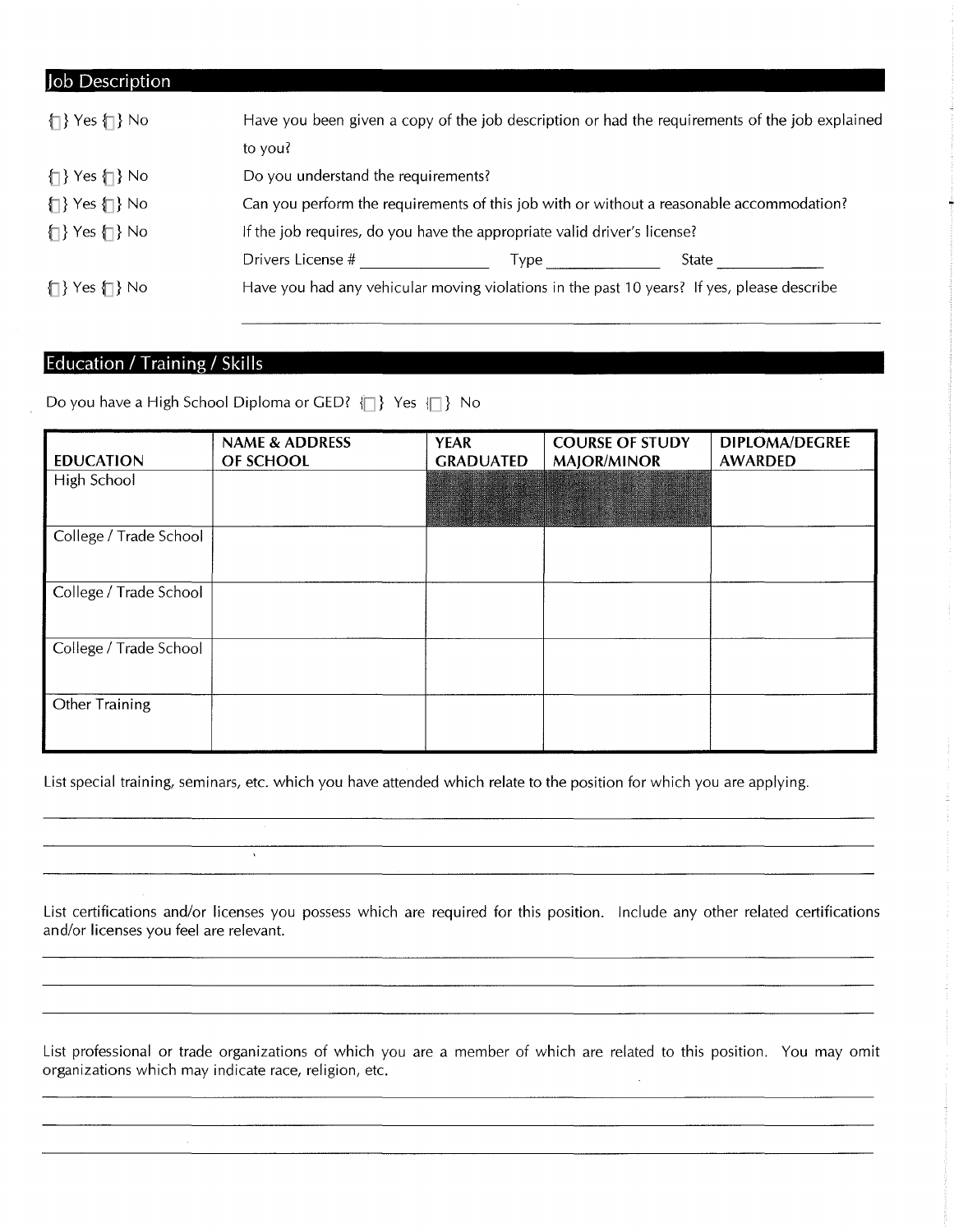## Job Description

| | |
|---|---|
| {☐} Yes {☐} No | Have you been given a copy of the job description or had the requirements of the job explained to you? |
| {☐} Yes {☐} No | Do you understand the requirements? |
| {☐} Yes {☐} No | Can you perform the requirements of this job with or without a reasonable accommodation? |
| {☐} Yes {☐} No | If the job requires, do you have the appropriate valid driver's license? |
| | Drivers License # _______________ Type _____________ State ____________ |
| {☐} Yes {☐} No | Have you had any vehicular moving violations in the past 10 years? If yes, please describe |

_______________________________________________________________

## Education / Training / Skills

Do you have a High School Diploma or GED? {☐} Yes {☐} No

| EDUCATION | NAME & ADDRESS OF SCHOOL | YEAR GRADUATED | COURSE OF STUDY MAJOR/MINOR | DIPLOMA/DEGREE AWARDED |
|---|---|---|---|---|
| High School | | | | |
| College / Trade School | | | | |
| College / Trade School | | | | |
| College / Trade School | | | | |
| Other Training | | | | |

List special training, seminars, etc. which you have attended which relate to the position for which you are applying.

_______________________________________________________________

_______________________________________________________________

_______________________________________________________________

List certifications and/or licenses you possess which are required for this position. Include any other related certifications and/or licenses you feel are relevant.

_______________________________________________________________

_______________________________________________________________

_______________________________________________________________

List professional or trade organizations of which you are a member of which are related to this position. You may omit organizations which may indicate race, religion, etc.

_______________________________________________________________

_______________________________________________________________

_______________________________________________________________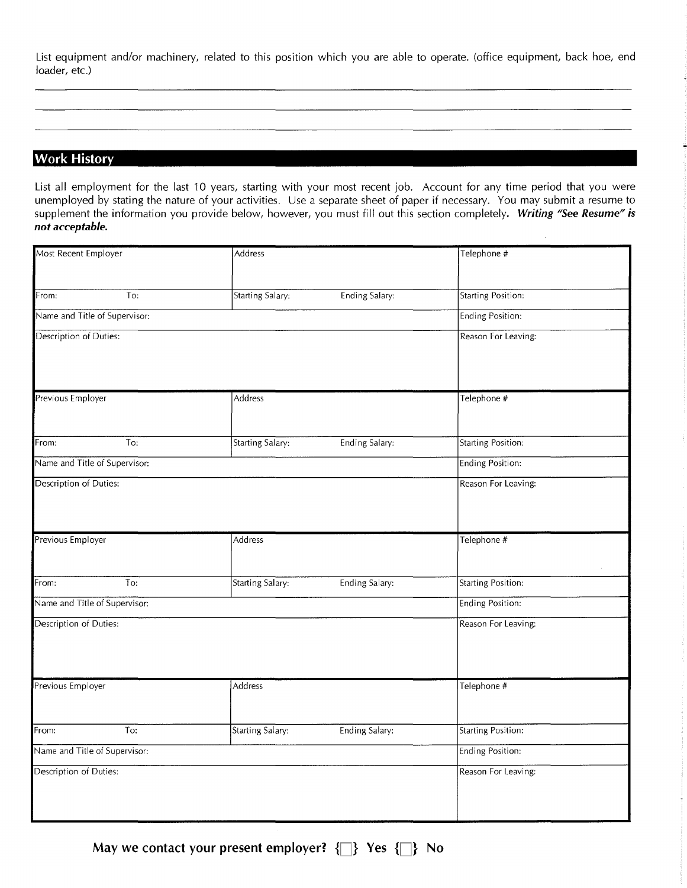List equipment and/or machinery, related to this position which you are able to operate. (office equipment, back hoe, end loader, etc.)

_______________________________________________________________________________

_______________________________________________________________________________

_______________________________________________________________________________

## Work History

List all employment for the last 10 years, starting with your most recent job. Account for any time period that you were unemployed by stating the nature of your activities. Use a separate sheet of paper if necessary. You may submit a resume to supplement the information you provide below, however, you must fill out this section completely. ***Writing "See Resume" is not acceptable.***

| | | | | |
|---|---|---|---|---|
| Most Recent Employer | | Address | | Telephone # |
| From: | To: | Starting Salary: | Ending Salary: | Starting Position: |
| Name and Title of Supervisor: | | | | Ending Position: |
| Description of Duties: | | | | Reason For Leaving: |
| Previous Employer | | Address | | Telephone # |
| From: | To: | Starting Salary: | Ending Salary: | Starting Position: |
| Name and Title of Supervisor: | | | | Ending Position: |
| Description of Duties: | | | | Reason For Leaving: |
| Previous Employer | | Address | | Telephone # |
| From: | To: | Starting Salary: | Ending Salary: | Starting Position: |
| Name and Title of Supervisor: | | | | Ending Position: |
| Description of Duties: | | | | Reason For Leaving: |
| Previous Employer | | Address | | Telephone # |
| From: | To: | Starting Salary: | Ending Salary: | Starting Position: |
| Name and Title of Supervisor: | | | | Ending Position: |
| Description of Duties: | | | | Reason For Leaving: |

**May we contact your present employer? {☐} Yes {☐} No**